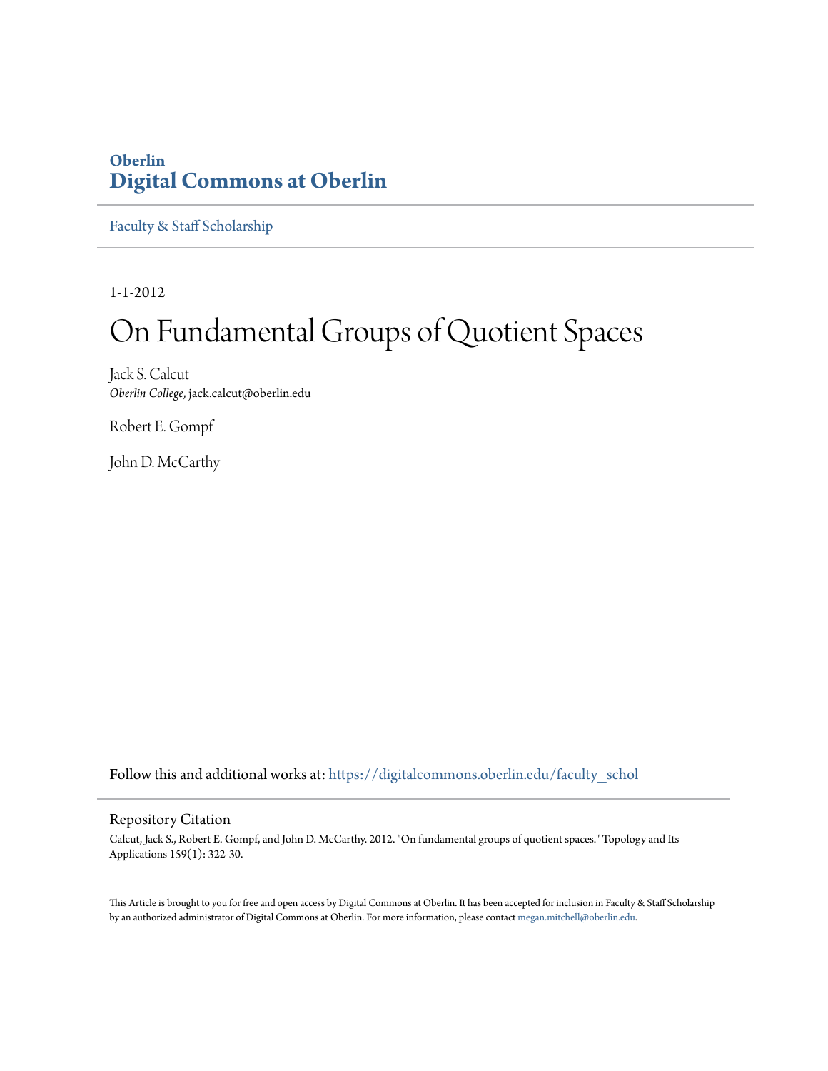Oberlin

**Digital Commons at Oberlin**

Faculty & Staff Scholarship

1-1-2012

# On Fundamental Groups of Quotient Spaces

Jack S. Calcut
*Oberlin College*, jack.calcut@oberlin.edu

Robert E. Gompf

John D. McCarthy

Follow this and additional works at: https://digitalcommons.oberlin.edu/faculty_schol

## Repository Citation

Calcut, Jack S., Robert E. Gompf, and John D. McCarthy. 2012. "On fundamental groups of quotient spaces." Topology and Its Applications 159(1): 322-30.

This Article is brought to you for free and open access by Digital Commons at Oberlin. It has been accepted for inclusion in Faculty & Staff Scholarship by an authorized administrator of Digital Commons at Oberlin. For more information, please contact megan.mitchell@oberlin.edu.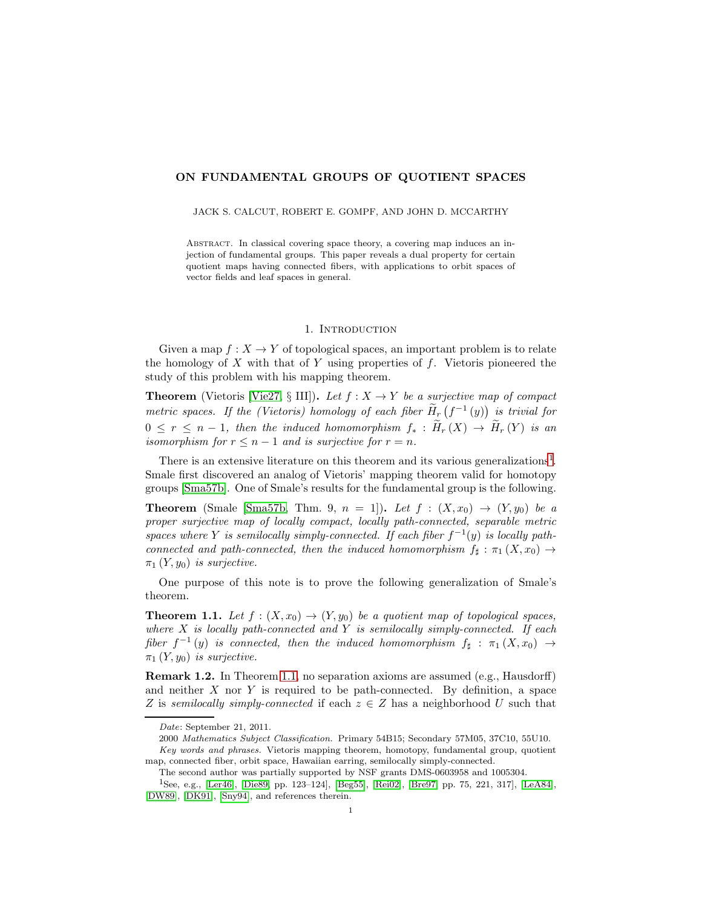# ON FUNDAMENTAL GROUPS OF QUOTIENT SPACES

JACK S. CALCUT, ROBERT E. GOMPF, AND JOHN D. MCCARTHY

Abstract. In classical covering space theory, a covering map induces an injection of fundamental groups. This paper reveals a dual property for certain quotient maps having connected fibers, with applications to orbit spaces of vector fields and leaf spaces in general.

## 1. Introduction

Given a map $f : X \to Y$ of topological spaces, an important problem is to relate the homology of $X$ with that of $Y$ using properties of $f$. Vietoris pioneered the study of this problem with his mapping theorem.

**Theorem** (Vietoris [Vie27, § III]). *Let $f : X \to Y$ be a surjective map of compact metric spaces. If the (Vietoris) homology of each fiber $\widetilde{H}_r\left(f^{-1}(y)\right)$ is trivial for $0 \leq r \leq n-1$, then the induced homomorphism $f_* : \widetilde{H}_r(X) \to \widetilde{H}_r(Y)$ is an isomorphism for $r \leq n-1$ and is surjective for $r = n$.*

There is an extensive literature on this theorem and its various generalizations[1]. Smale first discovered an analog of Vietoris' mapping theorem valid for homotopy groups [Sma57b]. One of Smale's results for the fundamental group is the following.

**Theorem** (Smale [Sma57b, Thm. 9, $n = 1$]). *Let $f : (X, x_0) \to (Y, y_0)$ be a proper surjective map of locally compact, locally path-connected, separable metric spaces where $Y$ is semilocally simply-connected. If each fiber $f^{-1}(y)$ is locally path-connected and path-connected, then the induced homomorphism $f_\sharp : \pi_1(X, x_0) \to \pi_1(Y, y_0)$ is surjective.*

One purpose of this note is to prove the following generalization of Smale's theorem.

**Theorem 1.1.** *Let $f : (X, x_0) \to (Y, y_0)$ be a quotient map of topological spaces, where $X$ is locally path-connected and $Y$ is semilocally simply-connected. If each fiber $f^{-1}(y)$ is connected, then the induced homomorphism $f_\sharp : \pi_1(X, x_0) \to \pi_1(Y, y_0)$ is surjective.*

**Remark 1.2.** In Theorem 1.1, no separation axioms are assumed (e.g., Hausdorff) and neither $X$ nor $Y$ is required to be path-connected. By definition, a space $Z$ is *semilocally simply-connected* if each $z \in Z$ has a neighborhood $U$ such that

---

*Date*: September 21, 2011.

2000 *Mathematics Subject Classification.* Primary 54B15; Secondary 57M05, 37C10, 55U10.

*Key words and phrases.* Vietoris mapping theorem, homotopy, fundamental group, quotient map, connected fiber, orbit space, Hawaiian earring, semilocally simply-connected.

The second author was partially supported by NSF grants DMS-0603958 and 1005304.

[1] See, e.g., [Ler46], [Die89, pp. 123–124], [Beg55], [Rei02], [Bre97, pp. 75, 221, 317], [LeA84], [DW89], [DK91], [Sny94], and references therein.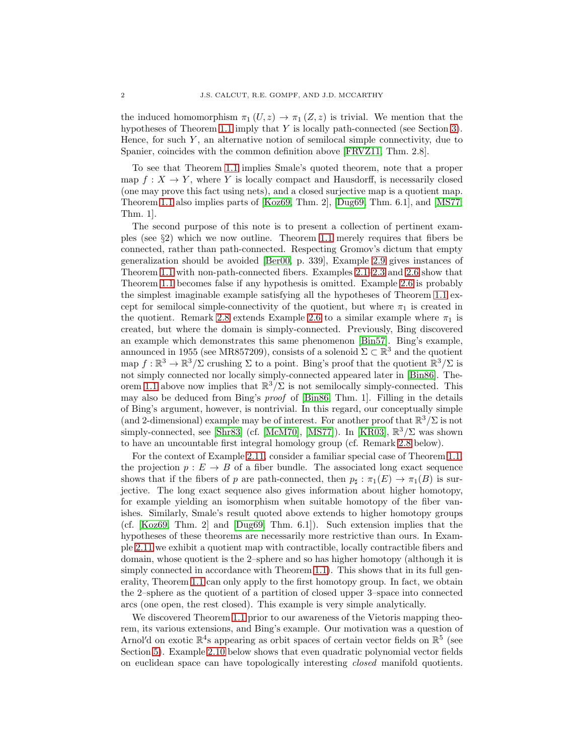the induced homomorphism $\pi_1(U, z) \to \pi_1(Z, z)$ is trivial. We mention that the hypotheses of Theorem 1.1 imply that $Y$ is locally path-connected (see Section 3). Hence, for such $Y$, an alternative notion of semilocal simple connectivity, due to Spanier, coincides with the common definition above [FRVZ11, Thm. 2.8].

To see that Theorem 1.1 implies Smale's quoted theorem, note that a proper map $f : X \to Y$, where $Y$ is locally compact and Hausdorff, is necessarily closed (one may prove this fact using nets), and a closed surjective map is a quotient map. Theorem 1.1 also implies parts of [Koz69, Thm. 2], [Dug69, Thm. 6.1], and [MS77, Thm. 1].

The second purpose of this note is to present a collection of pertinent examples (see §2) which we now outline. Theorem 1.1 merely requires that fibers be connected, rather than path-connected. Respecting Gromov's dictum that empty generalization should be avoided [Ber00, p. 339], Example 2.9 gives instances of Theorem 1.1 with non-path-connected fibers. Examples 2.1–2.3 and 2.6 show that Theorem 1.1 becomes false if any hypothesis is omitted. Example 2.6 is probably the simplest imaginable example satisfying all the hypotheses of Theorem 1.1 except for semilocal simple-connectivity of the quotient, but where $\pi_1$ is created in the quotient. Remark 2.8 extends Example 2.6 to a similar example where $\pi_1$ is created, but where the domain is simply-connected. Previously, Bing discovered an example which demonstrates this same phenomenon [Bin57]. Bing's example, announced in 1955 (see MR857209), consists of a solenoid $\Sigma \subset \mathbb{R}^3$ and the quotient map $f : \mathbb{R}^3 \to \mathbb{R}^3/\Sigma$ crushing $\Sigma$ to a point. Bing's proof that the quotient $\mathbb{R}^3/\Sigma$ is not simply connected nor locally simply-connected appeared later in [Bin86]. Theorem 1.1 above now implies that $\mathbb{R}^3/\Sigma$ is not semilocally simply-connected. This may also be deduced from Bing's *proof* of [Bin86, Thm. 1]. Filling in the details of Bing's argument, however, is nontrivial. In this regard, our conceptually simple (and 2-dimensional) example may be of interest. For another proof that $\mathbb{R}^3/\Sigma$ is not simply-connected, see [Shr83] (cf. [McM70], [MS77]). In [KR03], $\mathbb{R}^3/\Sigma$ was shown to have an uncountable first integral homology group (cf. Remark 2.8 below).

For the context of Example 2.11, consider a familiar special case of Theorem 1.1, the projection $p : E \to B$ of a fiber bundle. The associated long exact sequence shows that if the fibers of $p$ are path-connected, then $p_\sharp : \pi_1(E) \to \pi_1(B)$ is surjective. The long exact sequence also gives information about higher homotopy, for example yielding an isomorphism when suitable homotopy of the fiber vanishes. Similarly, Smale's result quoted above extends to higher homotopy groups (cf. [Koz69, Thm. 2] and [Dug69, Thm. 6.1]). Such extension implies that the hypotheses of these theorems are necessarily more restrictive than ours. In Example 2.11 we exhibit a quotient map with contractible, locally contractible fibers and domain, whose quotient is the 2–sphere and so has higher homotopy (although it is simply connected in accordance with Theorem 1.1). This shows that in its full generality, Theorem 1.1 can only apply to the first homotopy group. In fact, we obtain the 2–sphere as the quotient of a partition of closed upper 3–space into connected arcs (one open, the rest closed). This example is very simple analytically.

We discovered Theorem 1.1 prior to our awareness of the Vietoris mapping theorem, its various extensions, and Bing's example. Our motivation was a question of Arnol′d on exotic $\mathbb{R}^4$s appearing as orbit spaces of certain vector fields on $\mathbb{R}^5$ (see Section 5). Example 2.10 below shows that even quadratic polynomial vector fields on euclidean space can have topologically interesting *closed* manifold quotients.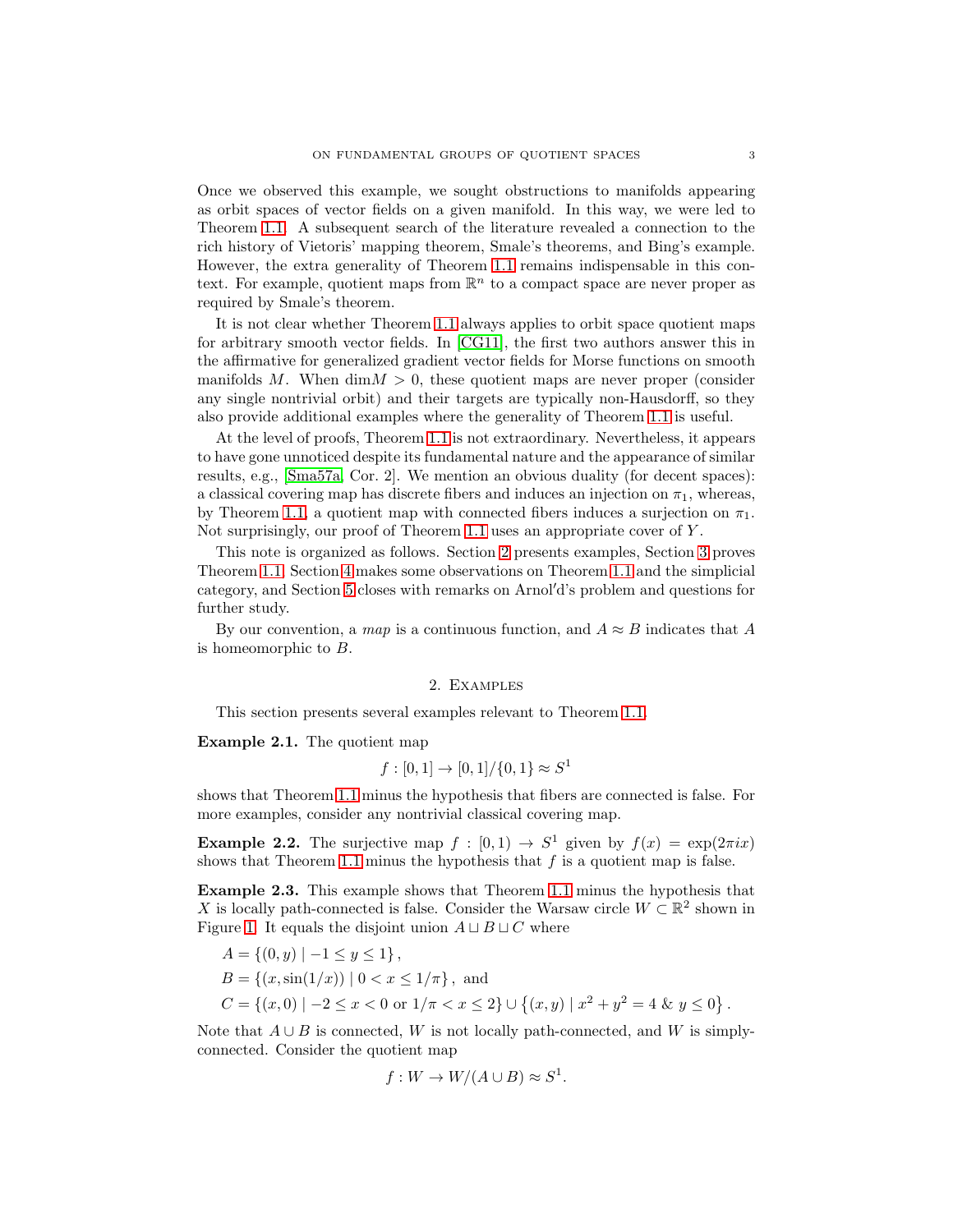Once we observed this example, we sought obstructions to manifolds appearing as orbit spaces of vector fields on a given manifold. In this way, we were led to Theorem 1.1. A subsequent search of the literature revealed a connection to the rich history of Vietoris' mapping theorem, Smale's theorems, and Bing's example. However, the extra generality of Theorem 1.1 remains indispensable in this context. For example, quotient maps from $\mathbb{R}^n$ to a compact space are never proper as required by Smale's theorem.

It is not clear whether Theorem 1.1 always applies to orbit space quotient maps for arbitrary smooth vector fields. In [CG11], the first two authors answer this in the affirmative for generalized gradient vector fields for Morse functions on smooth manifolds $M$. When $\dim M > 0$, these quotient maps are never proper (consider any single nontrivial orbit) and their targets are typically non-Hausdorff, so they also provide additional examples where the generality of Theorem 1.1 is useful.

At the level of proofs, Theorem 1.1 is not extraordinary. Nevertheless, it appears to have gone unnoticed despite its fundamental nature and the appearance of similar results, e.g., [Sma57a, Cor. 2]. We mention an obvious duality (for decent spaces): a classical covering map has discrete fibers and induces an injection on $\pi_1$, whereas, by Theorem 1.1, a quotient map with connected fibers induces a surjection on $\pi_1$. Not surprisingly, our proof of Theorem 1.1 uses an appropriate cover of $Y$.

This note is organized as follows. Section 2 presents examples, Section 3 proves Theorem 1.1, Section 4 makes some observations on Theorem 1.1 and the simplicial category, and Section 5 closes with remarks on Arnol′d's problem and questions for further study.

By our convention, a *map* is a continuous function, and $A \approx B$ indicates that $A$ is homeomorphic to $B$.

## 2. Examples

This section presents several examples relevant to Theorem 1.1.

**Example 2.1.** The quotient map

$$f : [0,1] \to [0,1]/\{0,1\} \approx S^1$$

shows that Theorem 1.1 minus the hypothesis that fibers are connected is false. For more examples, consider any nontrivial classical covering map.

**Example 2.2.** The surjective map $f : [0,1) \to S^1$ given by $f(x) = \exp(2\pi i x)$ shows that Theorem 1.1 minus the hypothesis that $f$ is a quotient map is false.

**Example 2.3.** This example shows that Theorem 1.1 minus the hypothesis that $X$ is locally path-connected is false. Consider the Warsaw circle $W \subset \mathbb{R}^2$ shown in Figure 1. It equals the disjoint union $A \sqcup B \sqcup C$ where

$$A = \{(0,y) \mid -1 \le y \le 1\},$$

$$B = \{(x, \sin(1/x)) \mid 0 < x \le 1/\pi\}, \text{ and}$$

$$C = \{(x,0) \mid -2 \le x < 0 \text{ or } 1/\pi < x \le 2\} \cup \left\{(x,y) \mid x^2 + y^2 = 4 \ \& \ y \le 0\right\}.$$

Note that $A \cup B$ is connected, $W$ is not locally path-connected, and $W$ is simply-connected. Consider the quotient map

$$f : W \to W/(A \cup B) \approx S^1.$$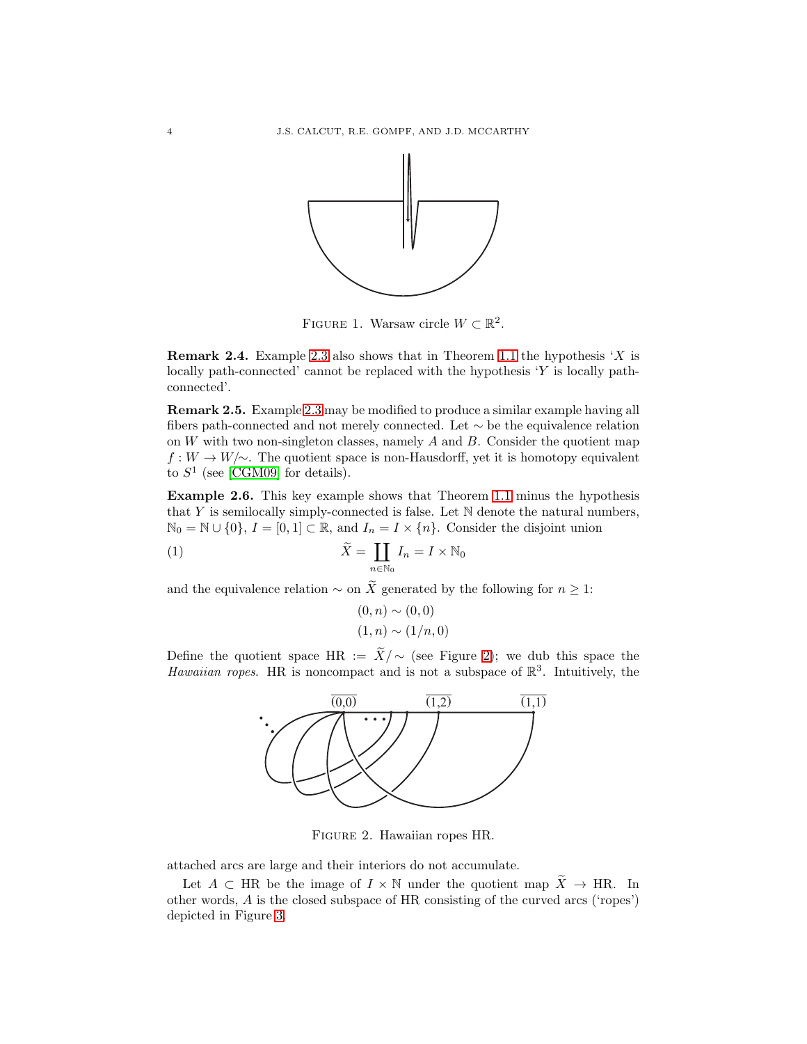FIGURE 1. Warsaw circle $W \subset \mathbb{R}^2$.

**Remark 2.4.** Example 2.3 also shows that in Theorem 1.1 the hypothesis '$X$ is locally path-connected' cannot be replaced with the hypothesis '$Y$ is locally path-connected'.

**Remark 2.5.** Example 2.3 may be modified to produce a similar example having all fibers path-connected and not merely connected. Let $\sim$ be the equivalence relation on $W$ with two non-singleton classes, namely $A$ and $B$. Consider the quotient map $f : W \to W/\!\sim$. The quotient space is non-Hausdorff, yet it is homotopy equivalent to $S^1$ (see [CGM09] for details).

**Example 2.6.** This key example shows that Theorem 1.1 minus the hypothesis that $Y$ is semilocally simply-connected is false. Let $\mathbb{N}$ denote the natural numbers, $\mathbb{N}_0 = \mathbb{N} \cup \{0\}$, $I = [0,1] \subset \mathbb{R}$, and $I_n = I \times \{n\}$. Consider the disjoint union

$$\widetilde{X} = \coprod_{n \in \mathbb{N}_0} I_n = I \times \mathbb{N}_0 \tag{1}$$

and the equivalence relation $\sim$ on $\widetilde{X}$ generated by the following for $n \geq 1$:

$$(0,n) \sim (0,0)$$
$$(1,n) \sim (1/n, 0)$$

Define the quotient space $\text{HR} := \widetilde{X}/\!\sim$ (see Figure 2); we dub this space the *Hawaiian ropes*. HR is noncompact and is not a subspace of $\mathbb{R}^3$. Intuitively, the attached arcs are large and their interiors do not accumulate.

FIGURE 2. Hawaiian ropes HR.

Let $A \subset \text{HR}$ be the image of $I \times \mathbb{N}$ under the quotient map $\widetilde{X} \to \text{HR}$. In other words, $A$ is the closed subspace of HR consisting of the curved arcs ('ropes') depicted in Figure 3.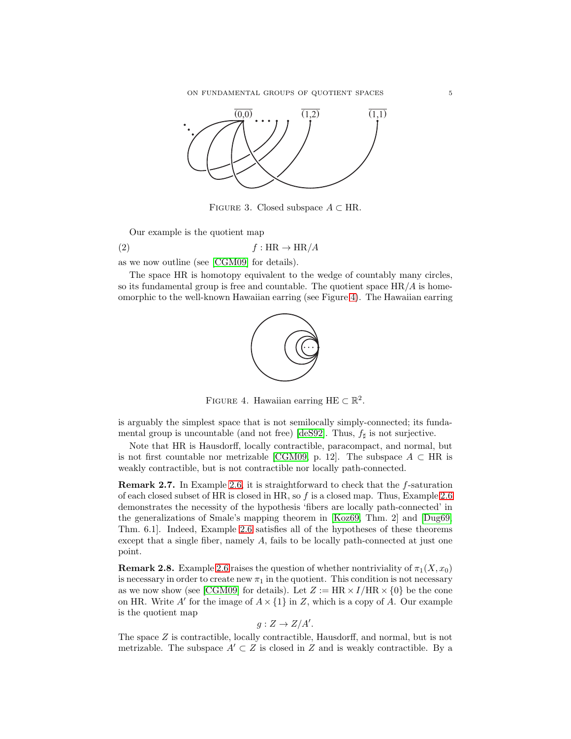FIGURE 3. Closed subspace $A \subset \mathrm{HR}$.

Our example is the quotient map

$$f : \mathrm{HR} \to \mathrm{HR}/A \tag{2}$$

as we now outline (see [CGM09] for details).

The space HR is homotopy equivalent to the wedge of countably many circles, so its fundamental group is free and countable. The quotient space $\mathrm{HR}/A$ is homeomorphic to the well-known Hawaiian earring (see Figure 4). The Hawaiian earring

FIGURE 4. Hawaiian earring $\mathrm{HE} \subset \mathbb{R}^2$.

is arguably the simplest space that is not semilocally simply-connected; its fundamental group is uncountable (and not free) [deS92]. Thus, $f_\sharp$ is not surjective.

Note that HR is Hausdorff, locally contractible, paracompact, and normal, but is not first countable nor metrizable [CGM09, p. 12]. The subspace $A \subset \mathrm{HR}$ is weakly contractible, but is not contractible nor locally path-connected.

**Remark 2.7.** In Example 2.6, it is straightforward to check that the $f$-saturation of each closed subset of HR is closed in HR, so $f$ is a closed map. Thus, Example 2.6 demonstrates the necessity of the hypothesis 'fibers are locally path-connected' in the generalizations of Smale's mapping theorem in [Koz69, Thm. 2] and [Dug69, Thm. 6.1]. Indeed, Example 2.6 satisfies all of the hypotheses of these theorems except that a single fiber, namely $A$, fails to be locally path-connected at just one point.

**Remark 2.8.** Example 2.6 raises the question of whether nontriviality of $\pi_1(X, x_0)$ is necessary in order to create new $\pi_1$ in the quotient. This condition is not necessary as we now show (see [CGM09] for details). Let $Z := \mathrm{HR} \times I / \mathrm{HR} \times \{0\}$ be the cone on HR. Write $A'$ for the image of $A \times \{1\}$ in $Z$, which is a copy of $A$. Our example is the quotient map

$$g : Z \to Z/A'.$$

The space $Z$ is contractible, locally contractible, Hausdorff, and normal, but is not metrizable. The subspace $A' \subset Z$ is closed in $Z$ and is weakly contractible. By a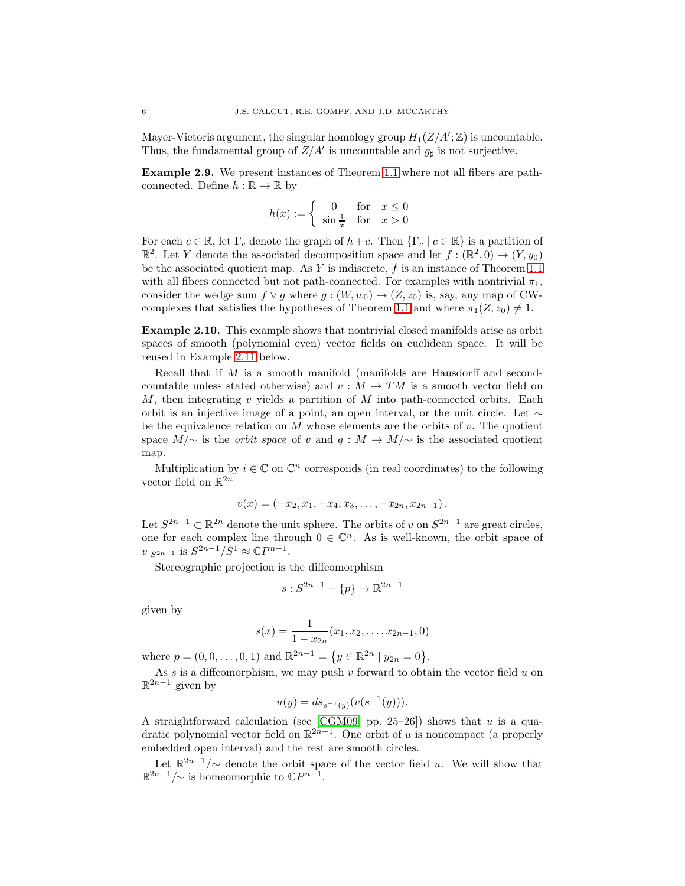Mayer-Vietoris argument, the singular homology group $H_1(Z/A';\mathbb{Z})$ is uncountable. Thus, the fundamental group of $Z/A'$ is uncountable and $g_\sharp$ is not surjective.

**Example 2.9.** We present instances of Theorem 1.1 where not all fibers are path-connected. Define $h : \mathbb{R} \to \mathbb{R}$ by

$$h(x) := \begin{cases} 0 & \text{for} \quad x \leq 0 \\ \sin \frac{1}{x} & \text{for} \quad x > 0 \end{cases}$$

For each $c \in \mathbb{R}$, let $\Gamma_c$ denote the graph of $h + c$. Then $\{\Gamma_c \mid c \in \mathbb{R}\}$ is a partition of $\mathbb{R}^2$. Let $Y$ denote the associated decomposition space and let $f : (\mathbb{R}^2, 0) \to (Y, y_0)$ be the associated quotient map. As $Y$ is indiscrete, $f$ is an instance of Theorem 1.1 with all fibers connected but not path-connected. For examples with nontrivial $\pi_1$, consider the wedge sum $f \vee g$ where $g : (W, w_0) \to (Z, z_0)$ is, say, any map of CW-complexes that satisfies the hypotheses of Theorem 1.1 and where $\pi_1(Z, z_0) \neq 1$.

**Example 2.10.** This example shows that nontrivial closed manifolds arise as orbit spaces of smooth (polynomial even) vector fields on euclidean space. It will be reused in Example 2.11 below.

Recall that if $M$ is a smooth manifold (manifolds are Hausdorff and second-countable unless stated otherwise) and $v : M \to TM$ is a smooth vector field on $M$, then integrating $v$ yields a partition of $M$ into path-connected orbits. Each orbit is an injective image of a point, an open interval, or the unit circle. Let $\sim$ be the equivalence relation on $M$ whose elements are the orbits of $v$. The quotient space $M/\sim$ is the *orbit space* of $v$ and $q : M \to M/\sim$ is the associated quotient map.

Multiplication by $i \in \mathbb{C}$ on $\mathbb{C}^n$ corresponds (in real coordinates) to the following vector field on $\mathbb{R}^{2n}$

$$v(x) = (-x_2, x_1, -x_4, x_3, \ldots, -x_{2n}, x_{2n-1}).$$

Let $S^{2n-1} \subset \mathbb{R}^{2n}$ denote the unit sphere. The orbits of $v$ on $S^{2n-1}$ are great circles, one for each complex line through $0 \in \mathbb{C}^n$. As is well-known, the orbit space of $v|_{S^{2n-1}}$ is $S^{2n-1}/S^1 \approx \mathbb{C}P^{n-1}$.

Stereographic projection is the diffeomorphism

$$s : S^{2n-1} - \{p\} \to \mathbb{R}^{2n-1}$$

given by

$$s(x) = \frac{1}{1 - x_{2n}}(x_1, x_2, \ldots, x_{2n-1}, 0)$$

where $p = (0, 0, \ldots, 0, 1)$ and $\mathbb{R}^{2n-1} = \{y \in \mathbb{R}^{2n} \mid y_{2n} = 0\}$.

As $s$ is a diffeomorphism, we may push $v$ forward to obtain the vector field $u$ on $\mathbb{R}^{2n-1}$ given by

$$u(y) = ds_{s^{-1}(y)}(v(s^{-1}(y))).$$

A straightforward calculation (see [CGM09, pp. 25–26]) shows that $u$ is a quadratic polynomial vector field on $\mathbb{R}^{2n-1}$. One orbit of $u$ is noncompact (a properly embedded open interval) and the rest are smooth circles.

Let $\mathbb{R}^{2n-1}/\sim$ denote the orbit space of the vector field $u$. We will show that $\mathbb{R}^{2n-1}/\sim$ is homeomorphic to $\mathbb{C}P^{n-1}$.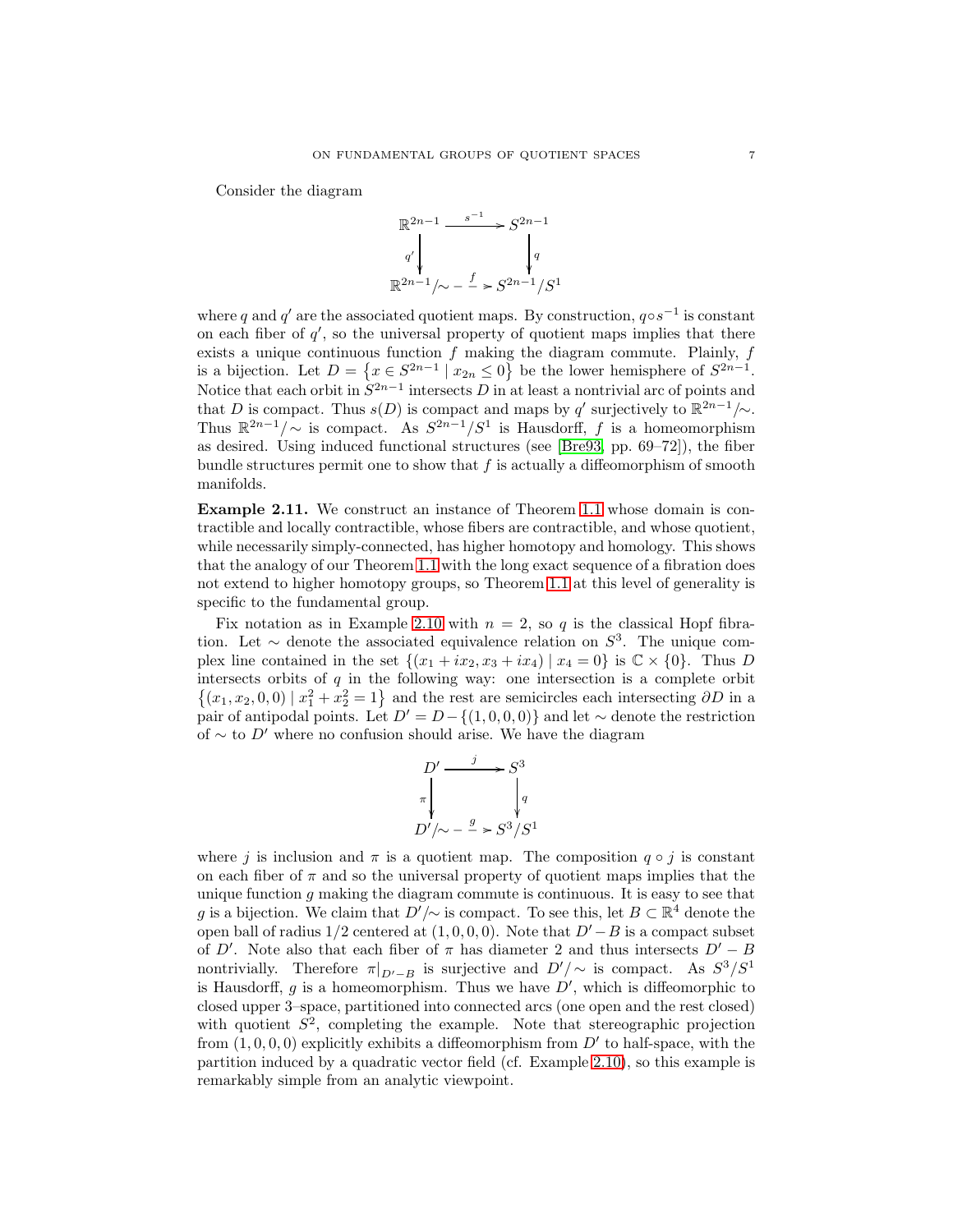Consider the diagram

$$
\begin{array}{ccc}
\mathbb{R}^{2n-1} & \xrightarrow{\ s^{-1}\ } & S^{2n-1} \\
{\scriptstyle q'}\big\downarrow & & \big\downarrow{\scriptstyle q} \\
\mathbb{R}^{2n-1}/\!\sim & \overset{f}{\dashrightarrow} & S^{2n-1}/S^1
\end{array}
$$

where $q$ and $q'$ are the associated quotient maps. By construction, $q \circ s^{-1}$ is constant on each fiber of $q'$, so the universal property of quotient maps implies that there exists a unique continuous function $f$ making the diagram commute. Plainly, $f$ is a bijection. Let $D = \{x \in S^{2n-1} \mid x_{2n} \leq 0\}$ be the lower hemisphere of $S^{2n-1}$. Notice that each orbit in $S^{2n-1}$ intersects $D$ in at least a nontrivial arc of points and that $D$ is compact. Thus $s(D)$ is compact and maps by $q'$ surjectively to $\mathbb{R}^{2n-1}/\!\sim$. Thus $\mathbb{R}^{2n-1}/\sim$ is compact. As $S^{2n-1}/S^1$ is Hausdorff, $f$ is a homeomorphism as desired. Using induced functional structures (see [Bre93, pp. 69–72]), the fiber bundle structures permit one to show that $f$ is actually a diffeomorphism of smooth manifolds.

**Example 2.11.** We construct an instance of Theorem 1.1 whose domain is contractible and locally contractible, whose fibers are contractible, and whose quotient, while necessarily simply-connected, has higher homotopy and homology. This shows that the analogy of our Theorem 1.1 with the long exact sequence of a fibration does not extend to higher homotopy groups, so Theorem 1.1 at this level of generality is specific to the fundamental group.

Fix notation as in Example 2.10 with $n = 2$, so $q$ is the classical Hopf fibration. Let $\sim$ denote the associated equivalence relation on $S^3$. The unique complex line contained in the set $\{(x_1 + ix_2, x_3 + ix_4) \mid x_4 = 0\}$ is $\mathbb{C} \times \{0\}$. Thus $D$ intersects orbits of $q$ in the following way: one intersection is a complete orbit $\{(x_1, x_2, 0, 0) \mid x_1^2 + x_2^2 = 1\}$ and the rest are semicircles each intersecting $\partial D$ in a pair of antipodal points. Let $D' = D - \{(1, 0, 0, 0)\}$ and let $\sim$ denote the restriction of $\sim$ to $D'$ where no confusion should arise. We have the diagram

$$
\begin{array}{ccc}
D' & \xrightarrow{\ j\ } & S^3 \\
{\scriptstyle \pi}\big\downarrow & & \big\downarrow{\scriptstyle q} \\
D'/\!\sim & \overset{g}{\dashrightarrow} & S^3/S^1
\end{array}
$$

where $j$ is inclusion and $\pi$ is a quotient map. The composition $q \circ j$ is constant on each fiber of $\pi$ and so the universal property of quotient maps implies that the unique function $g$ making the diagram commute is continuous. It is easy to see that $g$ is a bijection. We claim that $D'/\!\sim$ is compact. To see this, let $B \subset \mathbb{R}^4$ denote the open ball of radius $1/2$ centered at $(1, 0, 0, 0)$. Note that $D' - B$ is a compact subset of $D'$. Note also that each fiber of $\pi$ has diameter 2 and thus intersects $D' - B$ nontrivially. Therefore $\pi|_{D'-B}$ is surjective and $D'/\sim$ is compact. As $S^3/S^1$ is Hausdorff, $g$ is a homeomorphism. Thus we have $D'$, which is diffeomorphic to closed upper 3–space, partitioned into connected arcs (one open and the rest closed) with quotient $S^2$, completing the example. Note that stereographic projection from $(1, 0, 0, 0)$ explicitly exhibits a diffeomorphism from $D'$ to half-space, with the partition induced by a quadratic vector field (cf. Example 2.10), so this example is remarkably simple from an analytic viewpoint.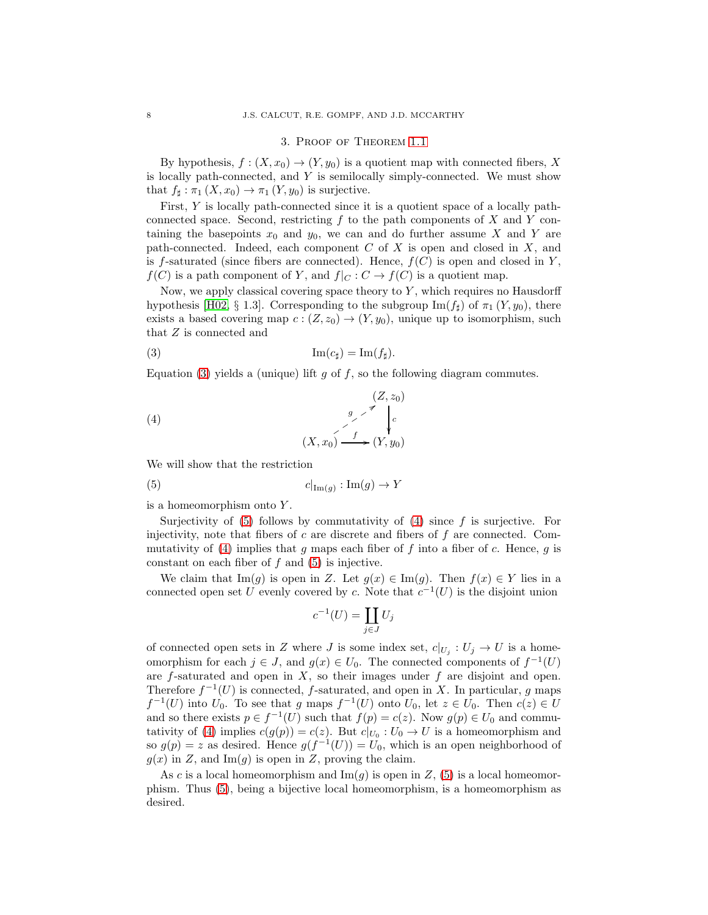## 3. Proof of Theorem 1.1

By hypothesis, $f : (X, x_0) \to (Y, y_0)$ is a quotient map with connected fibers, $X$ is locally path-connected, and $Y$ is semilocally simply-connected. We must show that $f_\sharp : \pi_1(X, x_0) \to \pi_1(Y, y_0)$ is surjective.

First, $Y$ is locally path-connected since it is a quotient space of a locally path-connected space. Second, restricting $f$ to the path components of $X$ and $Y$ containing the basepoints $x_0$ and $y_0$, we can and do further assume $X$ and $Y$ are path-connected. Indeed, each component $C$ of $X$ is open and closed in $X$, and is $f$-saturated (since fibers are connected). Hence, $f(C)$ is open and closed in $Y$, $f(C)$ is a path component of $Y$, and $f|_C : C \to f(C)$ is a quotient map.

Now, we apply classical covering space theory to $Y$, which requires no Hausdorff hypothesis [H02, § 1.3]. Corresponding to the subgroup $\mathrm{Im}(f_\sharp)$ of $\pi_1(Y, y_0)$, there exists a based covering map $c : (Z, z_0) \to (Y, y_0)$, unique up to isomorphism, such that $Z$ is connected and

$$\mathrm{Im}(c_\sharp) = \mathrm{Im}(f_\sharp). \tag{3}$$

Equation (3) yields a (unique) lift $g$ of $f$, so the following diagram commutes.

$$\begin{array}{ccc} & & (Z, z_0) \\ & \overset{g}{\nearrow} & \downarrow c \\ (X, x_0) & \xrightarrow{\;f\;} & (Y, y_0) \end{array} \tag{4}$$

We will show that the restriction

$$c|_{\mathrm{Im}(g)} : \mathrm{Im}(g) \to Y \tag{5}$$

is a homeomorphism onto $Y$.

Surjectivity of (5) follows by commutativity of (4) since $f$ is surjective. For injectivity, note that fibers of $c$ are discrete and fibers of $f$ are connected. Commutativity of (4) implies that $g$ maps each fiber of $f$ into a fiber of $c$. Hence, $g$ is constant on each fiber of $f$ and (5) is injective.

We claim that $\mathrm{Im}(g)$ is open in $Z$. Let $g(x) \in \mathrm{Im}(g)$. Then $f(x) \in Y$ lies in a connected open set $U$ evenly covered by $c$. Note that $c^{-1}(U)$ is the disjoint union

$$c^{-1}(U) = \coprod_{j \in J} U_j$$

of connected open sets in $Z$ where $J$ is some index set, $c|_{U_j} : U_j \to U$ is a homeomorphism for each $j \in J$, and $g(x) \in U_0$. The connected components of $f^{-1}(U)$ are $f$-saturated and open in $X$, so their images under $f$ are disjoint and open. Therefore $f^{-1}(U)$ is connected, $f$-saturated, and open in $X$. In particular, $g$ maps $f^{-1}(U)$ into $U_0$. To see that $g$ maps $f^{-1}(U)$ onto $U_0$, let $z \in U_0$. Then $c(z) \in U$ and so there exists $p \in f^{-1}(U)$ such that $f(p) = c(z)$. Now $g(p) \in U_0$ and commutativity of (4) implies $c(g(p)) = c(z)$. But $c|_{U_0} : U_0 \to U$ is a homeomorphism and so $g(p) = z$ as desired. Hence $g(f^{-1}(U)) = U_0$, which is an open neighborhood of $g(x)$ in $Z$, and $\mathrm{Im}(g)$ is open in $Z$, proving the claim.

As $c$ is a local homeomorphism and $\mathrm{Im}(g)$ is open in $Z$, (5) is a local homeomorphism. Thus (5), being a bijective local homeomorphism, is a homeomorphism as desired.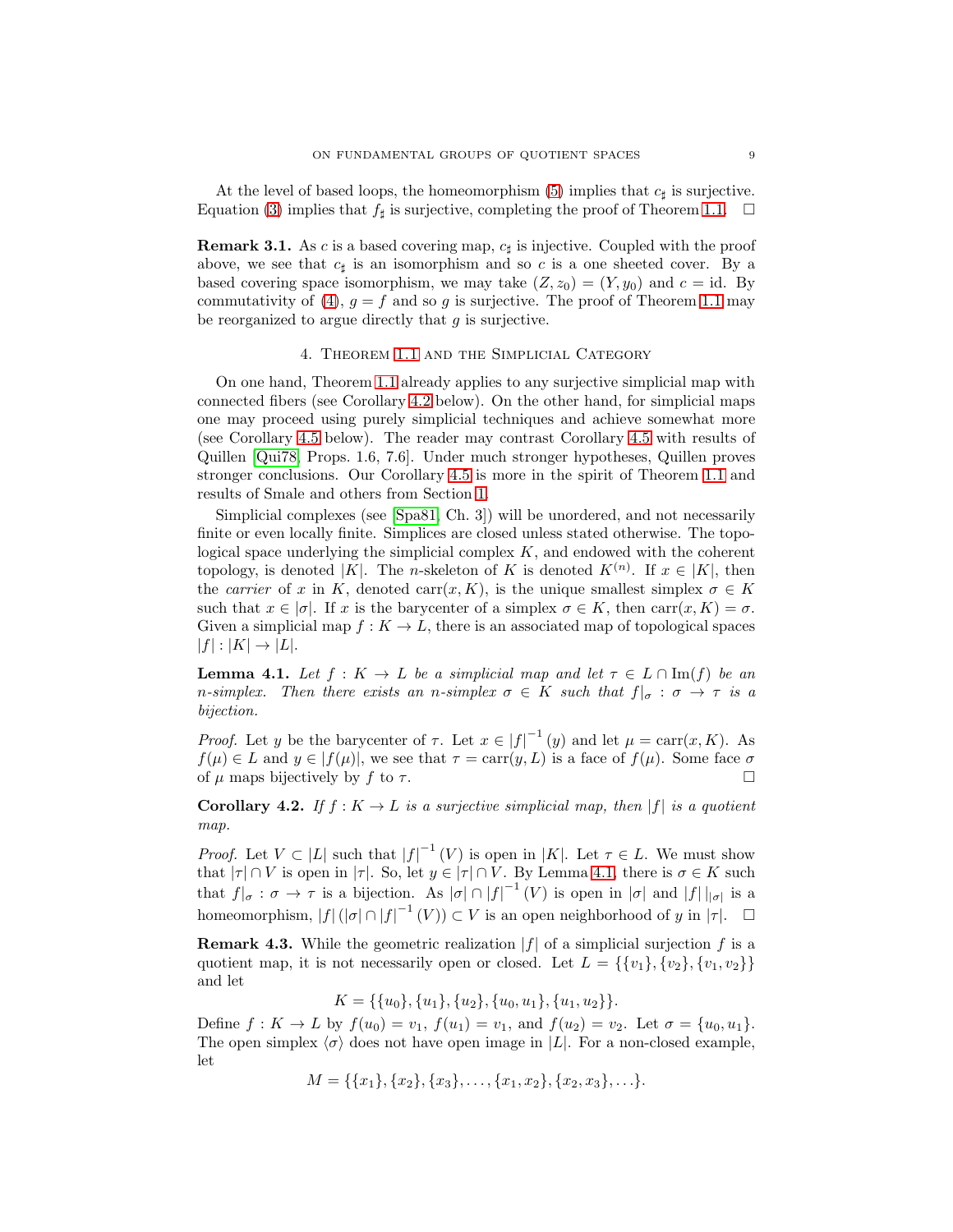At the level of based loops, the homeomorphism (5) implies that $c_\sharp$ is surjective. Equation (3) implies that $f_\sharp$ is surjective, completing the proof of Theorem 1.1. $\square$

**Remark 3.1.** As $c$ is a based covering map, $c_\sharp$ is injective. Coupled with the proof above, we see that $c_\sharp$ is an isomorphism and so $c$ is a one sheeted cover. By a based covering space isomorphism, we may take $(Z, z_0) = (Y, y_0)$ and $c = \text{id}$. By commutativity of (4), $g = f$ and so $g$ is surjective. The proof of Theorem 1.1 may be reorganized to argue directly that $g$ is surjective.

## 4. Theorem 1.1 and the Simplicial Category

On one hand, Theorem 1.1 already applies to any surjective simplicial map with connected fibers (see Corollary 4.2 below). On the other hand, for simplicial maps one may proceed using purely simplicial techniques and achieve somewhat more (see Corollary 4.5 below). The reader may contrast Corollary 4.5 with results of Quillen [Qui78, Props. 1.6, 7.6]. Under much stronger hypotheses, Quillen proves stronger conclusions. Our Corollary 4.5 is more in the spirit of Theorem 1.1 and results of Smale and others from Section 1.

Simplicial complexes (see [Spa81, Ch. 3]) will be unordered, and not necessarily finite or even locally finite. Simplices are closed unless stated otherwise. The topological space underlying the simplicial complex $K$, and endowed with the coherent topology, is denoted $|K|$. The $n$-skeleton of $K$ is denoted $K^{(n)}$. If $x \in |K|$, then the *carrier* of $x$ in $K$, denoted $\text{carr}(x, K)$, is the unique smallest simplex $\sigma \in K$ such that $x \in |\sigma|$. If $x$ is the barycenter of a simplex $\sigma \in K$, then $\text{carr}(x, K) = \sigma$. Given a simplicial map $f : K \to L$, there is an associated map of topological spaces $|f| : |K| \to |L|$.

**Lemma 4.1.** *Let $f : K \to L$ be a simplicial map and let $\tau \in L \cap \text{Im}(f)$ be an $n$-simplex. Then there exists an $n$-simplex $\sigma \in K$ such that $f|_\sigma : \sigma \to \tau$ is a bijection.*

*Proof.* Let $y$ be the barycenter of $\tau$. Let $x \in |f|^{-1}(y)$ and let $\mu = \text{carr}(x, K)$. As $f(\mu) \in L$ and $y \in |f(\mu)|$, we see that $\tau = \text{carr}(y, L)$ is a face of $f(\mu)$. Some face $\sigma$ of $\mu$ maps bijectively by $f$ to $\tau$. $\square$

**Corollary 4.2.** *If $f : K \to L$ is a surjective simplicial map, then $|f|$ is a quotient map.*

*Proof.* Let $V \subset |L|$ such that $|f|^{-1}(V)$ is open in $|K|$. Let $\tau \in L$. We must show that $|\tau| \cap V$ is open in $|\tau|$. So, let $y \in |\tau| \cap V$. By Lemma 4.1, there is $\sigma \in K$ such that $f|_\sigma : \sigma \to \tau$ is a bijection. As $|\sigma| \cap |f|^{-1}(V)$ is open in $|\sigma|$ and $|f|\,|_{|\sigma|}$ is a homeomorphism, $|f|\,(|\sigma| \cap |f|^{-1}(V)) \subset V$ is an open neighborhood of $y$ in $|\tau|$. $\square$

**Remark 4.3.** While the geometric realization $|f|$ of a simplicial surjection $f$ is a quotient map, it is not necessarily open or closed. Let $L = \{\{v_1\}, \{v_2\}, \{v_1, v_2\}\}$ and let

$$K = \{\{u_0\}, \{u_1\}, \{u_2\}, \{u_0, u_1\}, \{u_1, u_2\}\}.$$

Define $f : K \to L$ by $f(u_0) = v_1$, $f(u_1) = v_1$, and $f(u_2) = v_2$. Let $\sigma = \{u_0, u_1\}$. The open simplex $\langle \sigma \rangle$ does not have open image in $|L|$. For a non-closed example, let

$$M = \{\{x_1\}, \{x_2\}, \{x_3\}, \ldots, \{x_1, x_2\}, \{x_2, x_3\}, \ldots\}.$$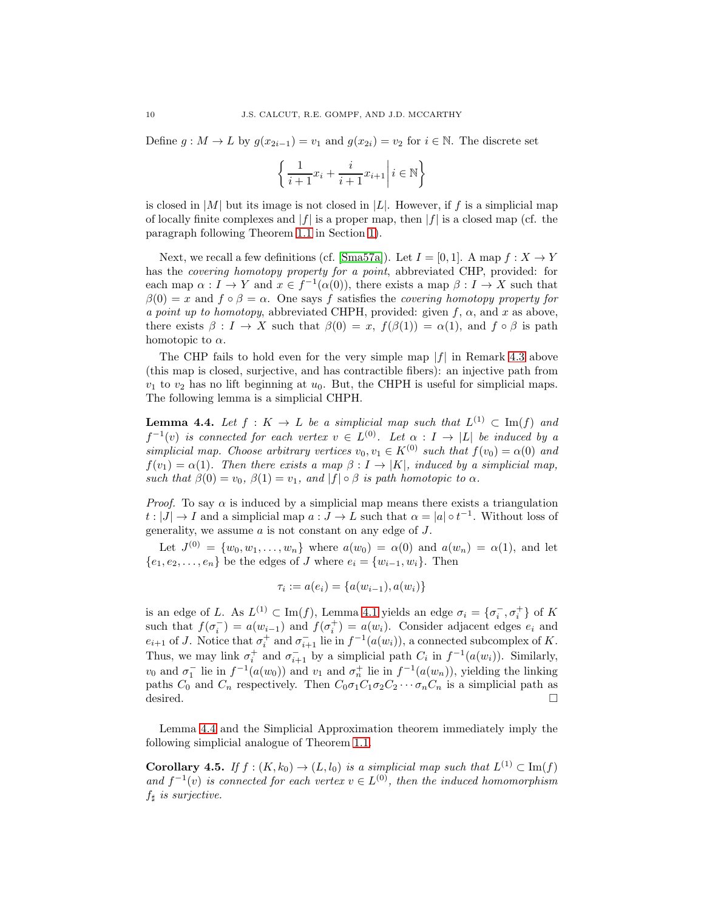Define $g : M \to L$ by $g(x_{2i-1}) = v_1$ and $g(x_{2i}) = v_2$ for $i \in \mathbb{N}$. The discrete set

$$\left\{ \frac{1}{i+1} x_i + \frac{i}{i+1} x_{i+1} \,\middle|\, i \in \mathbb{N} \right\}$$

is closed in $|M|$ but its image is not closed in $|L|$. However, if $f$ is a simplicial map of locally finite complexes and $|f|$ is a proper map, then $|f|$ is a closed map (cf. the paragraph following Theorem 1.1 in Section 1).

Next, we recall a few definitions (cf. [Sma57a]). Let $I = [0, 1]$. A map $f : X \to Y$ has the *covering homotopy property for a point*, abbreviated CHP, provided: for each map $\alpha : I \to Y$ and $x \in f^{-1}(\alpha(0))$, there exists a map $\beta : I \to X$ such that $\beta(0) = x$ and $f \circ \beta = \alpha$. One says $f$ satisfies the *covering homotopy property for a point up to homotopy*, abbreviated CHPH, provided: given $f$, $\alpha$, and $x$ as above, there exists $\beta : I \to X$ such that $\beta(0) = x$, $f(\beta(1)) = \alpha(1)$, and $f \circ \beta$ is path homotopic to $\alpha$.

The CHP fails to hold even for the very simple map $|f|$ in Remark 4.3 above (this map is closed, surjective, and has contractible fibers): an injective path from $v_1$ to $v_2$ has no lift beginning at $u_0$. But, the CHPH is useful for simplicial maps. The following lemma is a simplicial CHPH.

**Lemma 4.4.** *Let $f : K \to L$ be a simplicial map such that $L^{(1)} \subset \operatorname{Im}(f)$ and $f^{-1}(v)$ is connected for each vertex $v \in L^{(0)}$. Let $\alpha : I \to |L|$ be induced by a simplicial map. Choose arbitrary vertices $v_0, v_1 \in K^{(0)}$ such that $f(v_0) = \alpha(0)$ and $f(v_1) = \alpha(1)$. Then there exists a map $\beta : I \to |K|$, induced by a simplicial map, such that $\beta(0) = v_0$, $\beta(1) = v_1$, and $|f| \circ \beta$ is path homotopic to $\alpha$.*

*Proof.* To say $\alpha$ is induced by a simplicial map means there exists a triangulation $t : |J| \to I$ and a simplicial map $a : J \to L$ such that $\alpha = |a| \circ t^{-1}$. Without loss of generality, we assume $a$ is not constant on any edge of $J$.

Let $J^{(0)} = \{w_0, w_1, \ldots, w_n\}$ where $a(w_0) = \alpha(0)$ and $a(w_n) = \alpha(1)$, and let $\{e_1, e_2, \ldots, e_n\}$ be the edges of $J$ where $e_i = \{w_{i-1}, w_i\}$. Then

$$\tau_i := a(e_i) = \{a(w_{i-1}), a(w_i)\}$$

is an edge of $L$. As $L^{(1)} \subset \operatorname{Im}(f)$, Lemma 4.1 yields an edge $\sigma_i = \{\sigma_i^-, \sigma_i^+\}$ of $K$ such that $f(\sigma_i^-) = a(w_{i-1})$ and $f(\sigma_i^+) = a(w_i)$. Consider adjacent edges $e_i$ and $e_{i+1}$ of $J$. Notice that $\sigma_i^+$ and $\sigma_{i+1}^-$ lie in $f^{-1}(a(w_i))$, a connected subcomplex of $K$. Thus, we may link $\sigma_i^+$ and $\sigma_{i+1}^-$ by a simplicial path $C_i$ in $f^{-1}(a(w_i))$. Similarly, $v_0$ and $\sigma_1^-$ lie in $f^{-1}(a(w_0))$ and $v_1$ and $\sigma_n^+$ lie in $f^{-1}(a(w_n))$, yielding the linking paths $C_0$ and $C_n$ respectively. Then $C_0\sigma_1C_1\sigma_2C_2\cdots\sigma_nC_n$ is a simplicial path as desired. $\square$

Lemma 4.4 and the Simplicial Approximation theorem immediately imply the following simplicial analogue of Theorem 1.1.

**Corollary 4.5.** *If $f : (K, k_0) \to (L, l_0)$ is a simplicial map such that $L^{(1)} \subset \operatorname{Im}(f)$ and $f^{-1}(v)$ is connected for each vertex $v \in L^{(0)}$, then the induced homomorphism $f_\sharp$ is surjective.*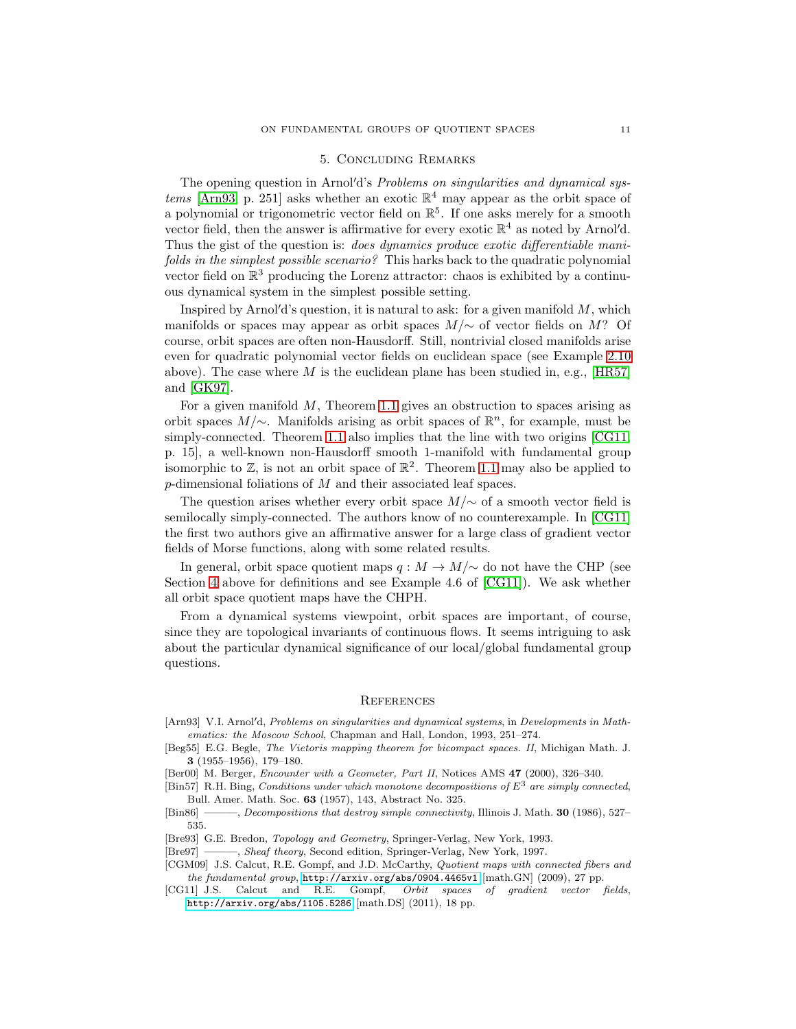## 5. Concluding Remarks

The opening question in Arnol′d's *Problems on singularities and dynamical systems* [Arn93, p. 251] asks whether an exotic $\mathbb{R}^4$ may appear as the orbit space of a polynomial or trigonometric vector field on $\mathbb{R}^5$. If one asks merely for a smooth vector field, then the answer is affirmative for every exotic $\mathbb{R}^4$ as noted by Arnol′d. Thus the gist of the question is: *does dynamics produce exotic differentiable manifolds in the simplest possible scenario?* This harks back to the quadratic polynomial vector field on $\mathbb{R}^3$ producing the Lorenz attractor: chaos is exhibited by a continuous dynamical system in the simplest possible setting.

Inspired by Arnol′d's question, it is natural to ask: for a given manifold $M$, which manifolds or spaces may appear as orbit spaces $M/{\sim}$ of vector fields on $M$? Of course, orbit spaces are often non-Hausdorff. Still, nontrivial closed manifolds arise even for quadratic polynomial vector fields on euclidean space (see Example 2.10 above). The case where $M$ is the euclidean plane has been studied in, e.g., [HR57] and [GK97].

For a given manifold $M$, Theorem 1.1 gives an obstruction to spaces arising as orbit spaces $M/{\sim}$. Manifolds arising as orbit spaces of $\mathbb{R}^n$, for example, must be simply-connected. Theorem 1.1 also implies that the line with two origins [CG11, p. 15], a well-known non-Hausdorff smooth 1-manifold with fundamental group isomorphic to $\mathbb{Z}$, is not an orbit space of $\mathbb{R}^2$. Theorem 1.1 may also be applied to $p$-dimensional foliations of $M$ and their associated leaf spaces.

The question arises whether every orbit space $M/{\sim}$ of a smooth vector field is semilocally simply-connected. The authors know of no counterexample. In [CG11] the first two authors give an affirmative answer for a large class of gradient vector fields of Morse functions, along with some related results.

In general, orbit space quotient maps $q : M \to M/{\sim}$ do not have the CHP (see Section 4 above for definitions and see Example 4.6 of [CG11]). We ask whether all orbit space quotient maps have the CHPH.

From a dynamical systems viewpoint, orbit spaces are important, of course, since they are topological invariants of continuous flows. It seems intriguing to ask about the particular dynamical significance of our local/global fundamental group questions.

## References

[Arn93] V.I. Arnol′d, *Problems on singularities and dynamical systems*, in *Developments in Mathematics: the Moscow School*, Chapman and Hall, London, 1993, 251–274.

[Beg55] E.G. Begle, *The Vietoris mapping theorem for bicompact spaces. II*, Michigan Math. J. **3** (1955–1956), 179–180.

[Ber00] M. Berger, *Encounter with a Geometer, Part II*, Notices AMS **47** (2000), 326–340.

[Bin57] R.H. Bing, *Conditions under which monotone decompositions of $E^3$ are simply connected*, Bull. Amer. Math. Soc. **63** (1957), 143, Abstract No. 325.

[Bin86] ———, *Decompositions that destroy simple connectivity*, Illinois J. Math. **30** (1986), 527–535.

[Bre93] G.E. Bredon, *Topology and Geometry*, Springer-Verlag, New York, 1993.

[Bre97] ———, *Sheaf theory*, Second edition, Springer-Verlag, New York, 1997.

[CGM09] J.S. Calcut, R.E. Gompf, and J.D. McCarthy, *Quotient maps with connected fibers and the fundamental group*, http://arxiv.org/abs/0904.4465v1 [math.GN] (2009), 27 pp.

[CG11] J.S. Calcut and R.E. Gompf, *Orbit spaces of gradient vector fields*, http://arxiv.org/abs/1105.5286 [math.DS] (2011), 18 pp.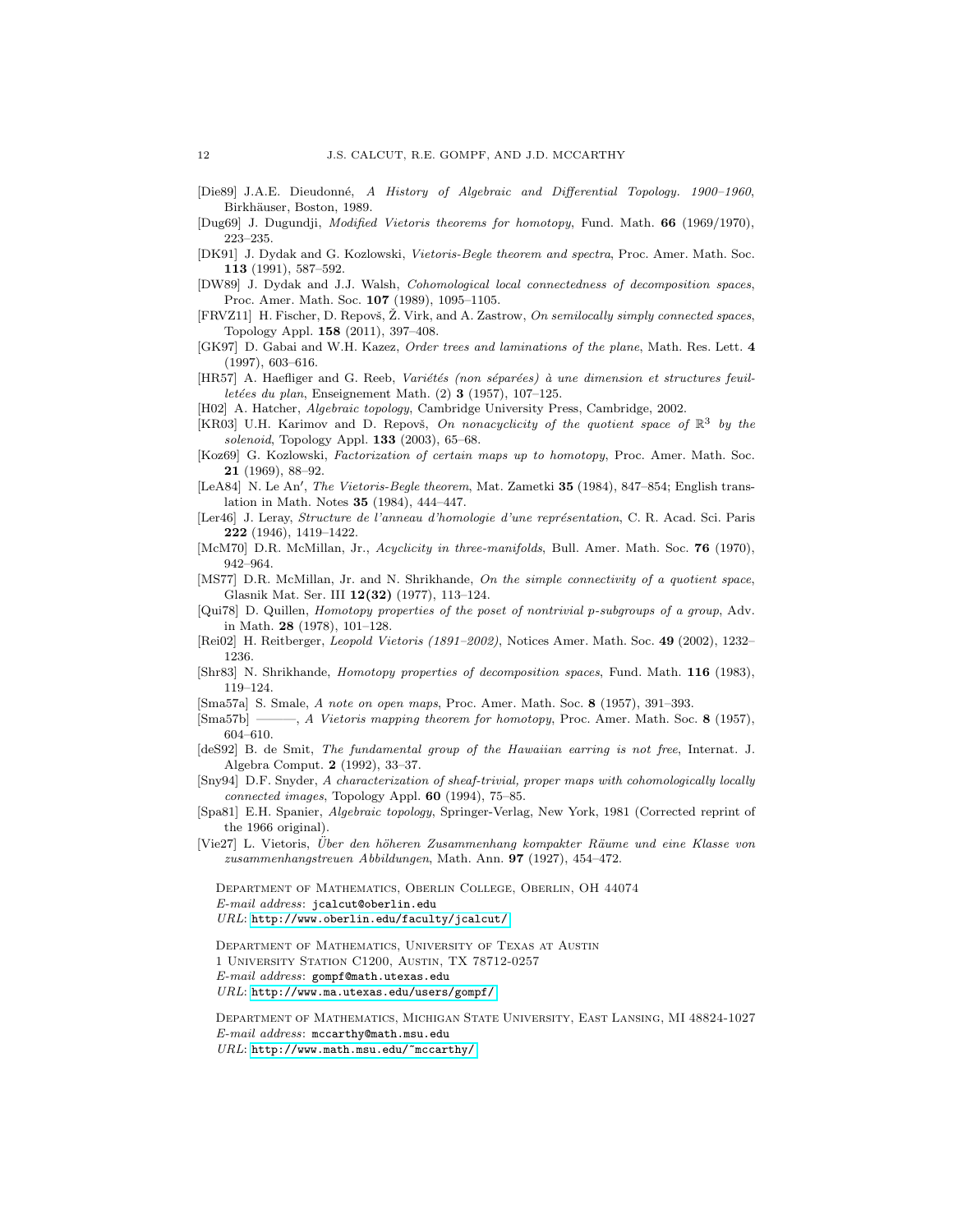[Die89] J.A.E. Dieudonné, *A History of Algebraic and Differential Topology. 1900–1960*, Birkhäuser, Boston, 1989.

[Dug69] J. Dugundji, *Modified Vietoris theorems for homotopy*, Fund. Math. **66** (1969/1970), 223–235.

[DK91] J. Dydak and G. Kozlowski, *Vietoris-Begle theorem and spectra*, Proc. Amer. Math. Soc. **113** (1991), 587–592.

[DW89] J. Dydak and J.J. Walsh, *Cohomological local connectedness of decomposition spaces*, Proc. Amer. Math. Soc. **107** (1989), 1095–1105.

[FRVZ11] H. Fischer, D. Repovš, Ž. Virk, and A. Zastrow, *On semilocally simply connected spaces*, Topology Appl. **158** (2011), 397–408.

[GK97] D. Gabai and W.H. Kazez, *Order trees and laminations of the plane*, Math. Res. Lett. **4** (1997), 603–616.

[HR57] A. Haefliger and G. Reeb, *Variétés (non séparées) à une dimension et structures feuilletées du plan*, Enseignement Math. (2) **3** (1957), 107–125.

[H02] A. Hatcher, *Algebraic topology*, Cambridge University Press, Cambridge, 2002.

[KR03] U.H. Karimov and D. Repovš, *On nonacyclicity of the quotient space of $\mathbb{R}^3$ by the solenoid*, Topology Appl. **133** (2003), 65–68.

[Koz69] G. Kozlowski, *Factorization of certain maps up to homotopy*, Proc. Amer. Math. Soc. **21** (1969), 88–92.

[LeA84] N. Le An′, *The Vietoris-Begle theorem*, Mat. Zametki **35** (1984), 847–854; English translation in Math. Notes **35** (1984), 444–447.

[Ler46] J. Leray, *Structure de l'anneau d'homologie d'une représentation*, C. R. Acad. Sci. Paris **222** (1946), 1419–1422.

[McM70] D.R. McMillan, Jr., *Acyclicity in three-manifolds*, Bull. Amer. Math. Soc. **76** (1970), 942–964.

[MS77] D.R. McMillan, Jr. and N. Shrikhande, *On the simple connectivity of a quotient space*, Glasnik Mat. Ser. III **12(32)** (1977), 113–124.

[Qui78] D. Quillen, *Homotopy properties of the poset of nontrivial p-subgroups of a group*, Adv. in Math. **28** (1978), 101–128.

[Rei02] H. Reitberger, *Leopold Vietoris (1891–2002)*, Notices Amer. Math. Soc. **49** (2002), 1232–1236.

[Shr83] N. Shrikhande, *Homotopy properties of decomposition spaces*, Fund. Math. **116** (1983), 119–124.

[Sma57a] S. Smale, *A note on open maps*, Proc. Amer. Math. Soc. **8** (1957), 391–393.

[Sma57b] ———, *A Vietoris mapping theorem for homotopy*, Proc. Amer. Math. Soc. **8** (1957), 604–610.

[deS92] B. de Smit, *The fundamental group of the Hawaiian earring is not free*, Internat. J. Algebra Comput. **2** (1992), 33–37.

[Sny94] D.F. Snyder, *A characterization of sheaf-trivial, proper maps with cohomologically locally connected images*, Topology Appl. **60** (1994), 75–85.

[Spa81] E.H. Spanier, *Algebraic topology*, Springer-Verlag, New York, 1981 (Corrected reprint of the 1966 original).

[Vie27] L. Vietoris, *Über den höheren Zusammenhang kompakter Räume und eine Klasse von zusammenhangstreuen Abbildungen*, Math. Ann. **97** (1927), 454–472.

Department of Mathematics, Oberlin College, Oberlin, OH 44074
*E-mail address*: jcalcut@oberlin.edu
*URL*: http://www.oberlin.edu/faculty/jcalcut/

Department of Mathematics, University of Texas at Austin
1 University Station C1200, Austin, TX 78712-0257
*E-mail address*: gompf@math.utexas.edu
*URL*: http://www.ma.utexas.edu/users/gompf/

Department of Mathematics, Michigan State University, East Lansing, MI 48824-1027
*E-mail address*: mccarthy@math.msu.edu
*URL*: http://www.math.msu.edu/~mccarthy/